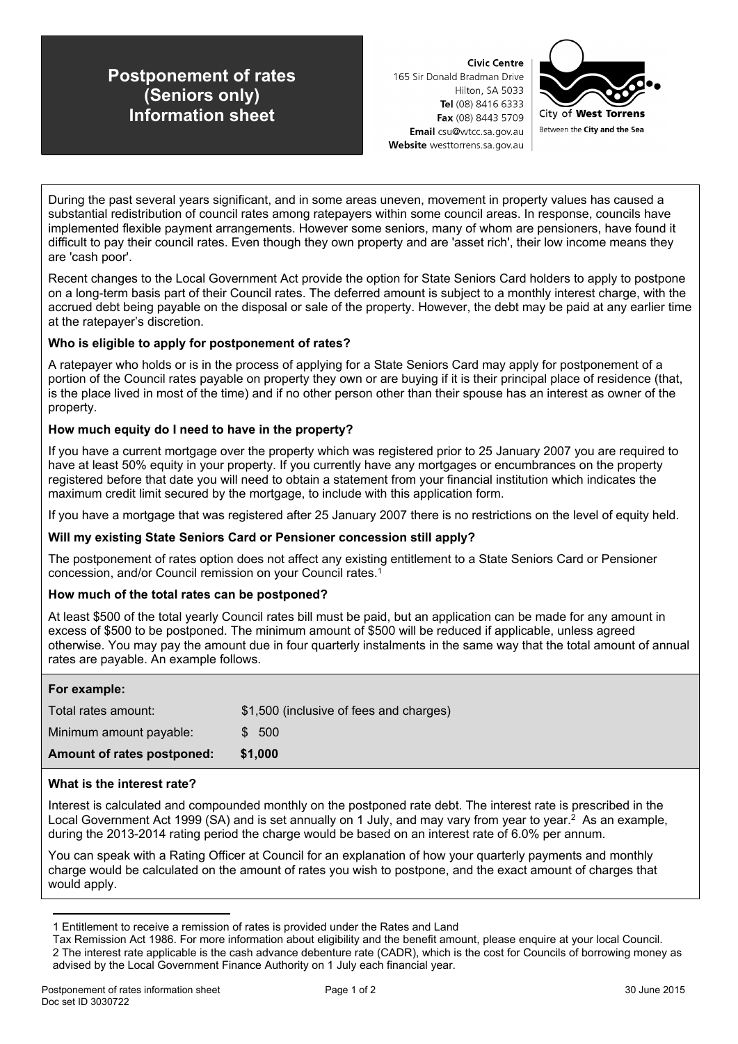# Postponement of rates (Seniors only) Information sheet

**Civic Centre**
165 Sir Donald Bradman Drive
Hilton, SA 5033
**Tel** (08) 8416 6333
**Fax** (08) 8443 5709
**Email** csu@wtcc.sa.gov.au
**Website** westtorrens.sa.gov.au

City of **West Torrens**
Between the **City and the Sea**

During the past several years significant, and in some areas uneven, movement in property values has caused a substantial redistribution of council rates among ratepayers within some council areas. In response, councils have implemented flexible payment arrangements. However some seniors, many of whom are pensioners, have found it difficult to pay their council rates. Even though they own property and are 'asset rich', their low income means they are 'cash poor'.

Recent changes to the Local Government Act provide the option for State Seniors Card holders to apply to postpone on a long-term basis part of their Council rates. The deferred amount is subject to a monthly interest charge, with the accrued debt being payable on the disposal or sale of the property. However, the debt may be paid at any earlier time at the ratepayer's discretion.

**Who is eligible to apply for postponement of rates?**

A ratepayer who holds or is in the process of applying for a State Seniors Card may apply for postponement of a portion of the Council rates payable on property they own or are buying if it is their principal place of residence (that, is the place lived in most of the time) and if no other person other than their spouse has an interest as owner of the property.

**How much equity do I need to have in the property?**

If you have a current mortgage over the property which was registered prior to 25 January 2007 you are required to have at least 50% equity in your property. If you currently have any mortgages or encumbrances on the property registered before that date you will need to obtain a statement from your financial institution which indicates the maximum credit limit secured by the mortgage, to include with this application form.

If you have a mortgage that was registered after 25 January 2007 there is no restrictions on the level of equity held.

**Will my existing State Seniors Card or Pensioner concession still apply?**

The postponement of rates option does not affect any existing entitlement to a State Seniors Card or Pensioner concession, and/or Council remission on your Council rates.[1]

**How much of the total rates can be postponed?**

At least $500 of the total yearly Council rates bill must be paid, but an application can be made for any amount in excess of $500 to be postponed. The minimum amount of $500 will be reduced if applicable, unless agreed otherwise. You may pay the amount due in four quarterly instalments in the same way that the total amount of annual rates are payable. An example follows.

**For example:**

| | |
|---|---|
| Total rates amount: | $1,500 (inclusive of fees and charges) |
| Minimum amount payable: | $ 500 |
| **Amount of rates postponed:** | **$1,000** |

**What is the interest rate?**

Interest is calculated and compounded monthly on the postponed rate debt. The interest rate is prescribed in the Local Government Act 1999 (SA) and is set annually on 1 July, and may vary from year to year.[2] As an example, during the 2013-2014 rating period the charge would be based on an interest rate of 6.0% per annum.

You can speak with a Rating Officer at Council for an explanation of how your quarterly payments and monthly charge would be calculated on the amount of rates you wish to postpone, and the exact amount of charges that would apply.

---

1 Entitlement to receive a remission of rates is provided under the Rates and Land Tax Remission Act 1986. For more information about eligibility and the benefit amount, please enquire at your local Council.

2 The interest rate applicable is the cash advance debenture rate (CADR), which is the cost for Councils of borrowing money as advised by the Local Government Finance Authority on 1 July each financial year.

Postponement of rates information sheet
Doc set ID 3030722
30 June 2015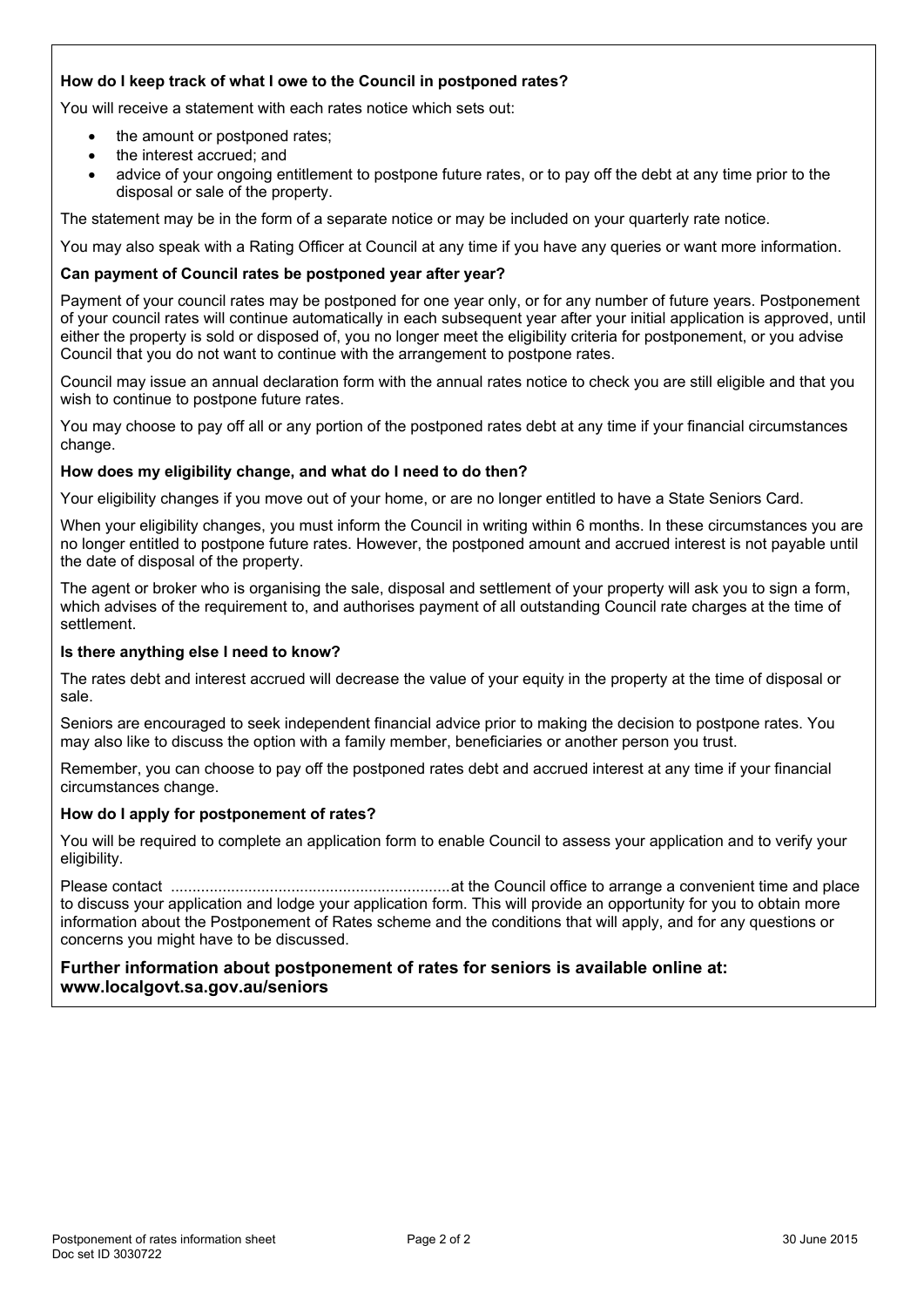### How do I keep track of what I owe to the Council in postponed rates?

You will receive a statement with each rates notice which sets out:

- the amount or postponed rates;
- the interest accrued; and
- advice of your ongoing entitlement to postpone future rates, or to pay off the debt at any time prior to the disposal or sale of the property.

The statement may be in the form of a separate notice or may be included on your quarterly rate notice.

You may also speak with a Rating Officer at Council at any time if you have any queries or want more information.

### Can payment of Council rates be postponed year after year?

Payment of your council rates may be postponed for one year only, or for any number of future years. Postponement of your council rates will continue automatically in each subsequent year after your initial application is approved, until either the property is sold or disposed of, you no longer meet the eligibility criteria for postponement, or you advise Council that you do not want to continue with the arrangement to postpone rates.

Council may issue an annual declaration form with the annual rates notice to check you are still eligible and that you wish to continue to postpone future rates.

You may choose to pay off all or any portion of the postponed rates debt at any time if your financial circumstances change.

### How does my eligibility change, and what do I need to do then?

Your eligibility changes if you move out of your home, or are no longer entitled to have a State Seniors Card.

When your eligibility changes, you must inform the Council in writing within 6 months. In these circumstances you are no longer entitled to postpone future rates. However, the postponed amount and accrued interest is not payable until the date of disposal of the property.

The agent or broker who is organising the sale, disposal and settlement of your property will ask you to sign a form, which advises of the requirement to, and authorises payment of all outstanding Council rate charges at the time of settlement.

### Is there anything else I need to know?

The rates debt and interest accrued will decrease the value of your equity in the property at the time of disposal or sale.

Seniors are encouraged to seek independent financial advice prior to making the decision to postpone rates. You may also like to discuss the option with a family member, beneficiaries or another person you trust.

Remember, you can choose to pay off the postponed rates debt and accrued interest at any time if your financial circumstances change.

### How do I apply for postponement of rates?

You will be required to complete an application form to enable Council to assess your application and to verify your eligibility.

Please contact .................................................................at the Council office to arrange a convenient time and place to discuss your application and lodge your application form. This will provide an opportunity for you to obtain more information about the Postponement of Rates scheme and the conditions that will apply, and for any questions or concerns you might have to be discussed.

**Further information about postponement of rates for seniors is available online at: www.localgovt.sa.gov.au/seniors**

Postponement of rates information sheet
Doc set ID 3030722

30 June 2015